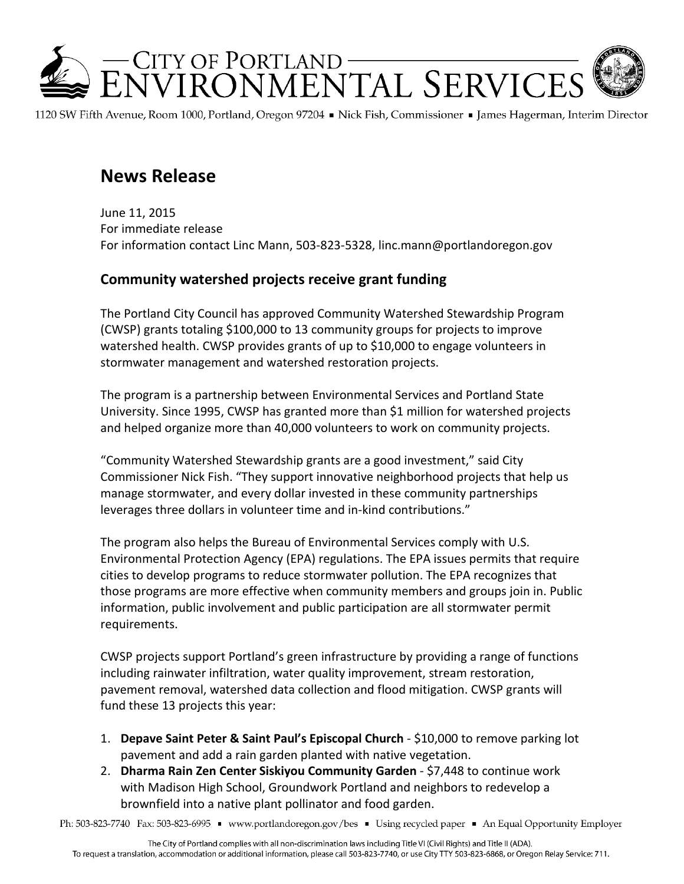CITY OF PORTLAND
ENVIRONMENTAL SERVICES

1120 SW Fifth Avenue, Room 1000, Portland, Oregon 97204 ■ Nick Fish, Commissioner ■ James Hagerman, Interim Director

# News Release

June 11, 2015
For immediate release
For information contact Linc Mann, 503-823-5328, linc.mann@portlandoregon.gov

## Community watershed projects receive grant funding

The Portland City Council has approved Community Watershed Stewardship Program (CWSP) grants totaling $100,000 to 13 community groups for projects to improve watershed health. CWSP provides grants of up to $10,000 to engage volunteers in stormwater management and watershed restoration projects.

The program is a partnership between Environmental Services and Portland State University. Since 1995, CWSP has granted more than $1 million for watershed projects and helped organize more than 40,000 volunteers to work on community projects.

"Community Watershed Stewardship grants are a good investment," said City Commissioner Nick Fish. "They support innovative neighborhood projects that help us manage stormwater, and every dollar invested in these community partnerships leverages three dollars in volunteer time and in-kind contributions."

The program also helps the Bureau of Environmental Services comply with U.S. Environmental Protection Agency (EPA) regulations. The EPA issues permits that require cities to develop programs to reduce stormwater pollution. The EPA recognizes that those programs are more effective when community members and groups join in. Public information, public involvement and public participation are all stormwater permit requirements.

CWSP projects support Portland's green infrastructure by providing a range of functions including rainwater infiltration, water quality improvement, stream restoration, pavement removal, watershed data collection and flood mitigation. CWSP grants will fund these 13 projects this year:

1. **Depave Saint Peter & Saint Paul's Episcopal Church** - $10,000 to remove parking lot pavement and add a rain garden planted with native vegetation.
2. **Dharma Rain Zen Center Siskiyou Community Garden** - $7,448 to continue work with Madison High School, Groundwork Portland and neighbors to redevelop a brownfield into a native plant pollinator and food garden.

Ph: 503-823-7740 Fax: 503-823-6995 ■ www.portlandoregon.gov/bes ■ Using recycled paper ■ An Equal Opportunity Employer

The City of Portland complies with all non-discrimination laws including Title VI (Civil Rights) and Title II (ADA).
To request a translation, accommodation or additional information, please call 503-823-7740, or use City TTY 503-823-6868, or Oregon Relay Service: 711.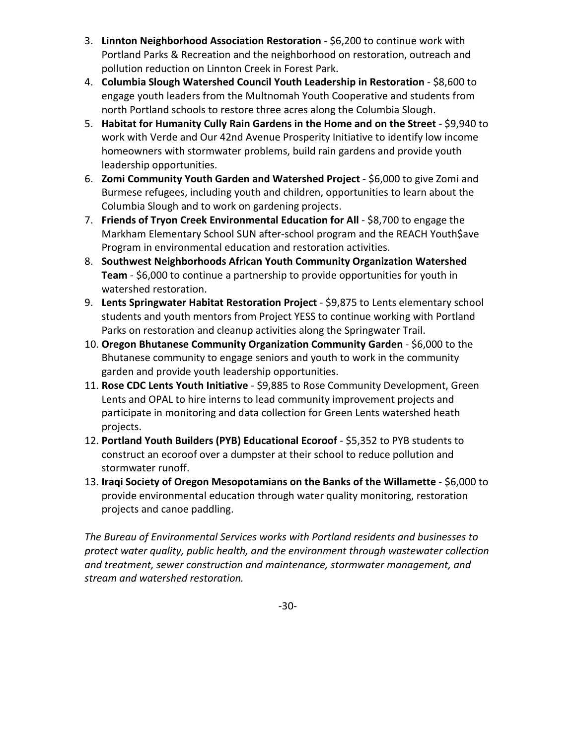3. **Linnton Neighborhood Association Restoration** - $6,200 to continue work with Portland Parks & Recreation and the neighborhood on restoration, outreach and pollution reduction on Linnton Creek in Forest Park.
4. **Columbia Slough Watershed Council Youth Leadership in Restoration** - $8,600 to engage youth leaders from the Multnomah Youth Cooperative and students from north Portland schools to restore three acres along the Columbia Slough.
5. **Habitat for Humanity Cully Rain Gardens in the Home and on the Street** - $9,940 to work with Verde and Our 42nd Avenue Prosperity Initiative to identify low income homeowners with stormwater problems, build rain gardens and provide youth leadership opportunities.
6. **Zomi Community Youth Garden and Watershed Project** - $6,000 to give Zomi and Burmese refugees, including youth and children, opportunities to learn about the Columbia Slough and to work on gardening projects.
7. **Friends of Tryon Creek Environmental Education for All** - $8,700 to engage the Markham Elementary School SUN after-school program and the REACH Youth$ave Program in environmental education and restoration activities.
8. **Southwest Neighborhoods African Youth Community Organization Watershed Team** - $6,000 to continue a partnership to provide opportunities for youth in watershed restoration.
9. **Lents Springwater Habitat Restoration Project** - $9,875 to Lents elementary school students and youth mentors from Project YESS to continue working with Portland Parks on restoration and cleanup activities along the Springwater Trail.
10. **Oregon Bhutanese Community Organization Community Garden** - $6,000 to the Bhutanese community to engage seniors and youth to work in the community garden and provide youth leadership opportunities.
11. **Rose CDC Lents Youth Initiative** - $9,885 to Rose Community Development, Green Lents and OPAL to hire interns to lead community improvement projects and participate in monitoring and data collection for Green Lents watershed heath projects.
12. **Portland Youth Builders (PYB) Educational Ecoroof** - $5,352 to PYB students to construct an ecoroof over a dumpster at their school to reduce pollution and stormwater runoff.
13. **Iraqi Society of Oregon Mesopotamians on the Banks of the Willamette** - $6,000 to provide environmental education through water quality monitoring, restoration projects and canoe paddling.

*The Bureau of Environmental Services works with Portland residents and businesses to protect water quality, public health, and the environment through wastewater collection and treatment, sewer construction and maintenance, stormwater management, and stream and watershed restoration.*

-30-